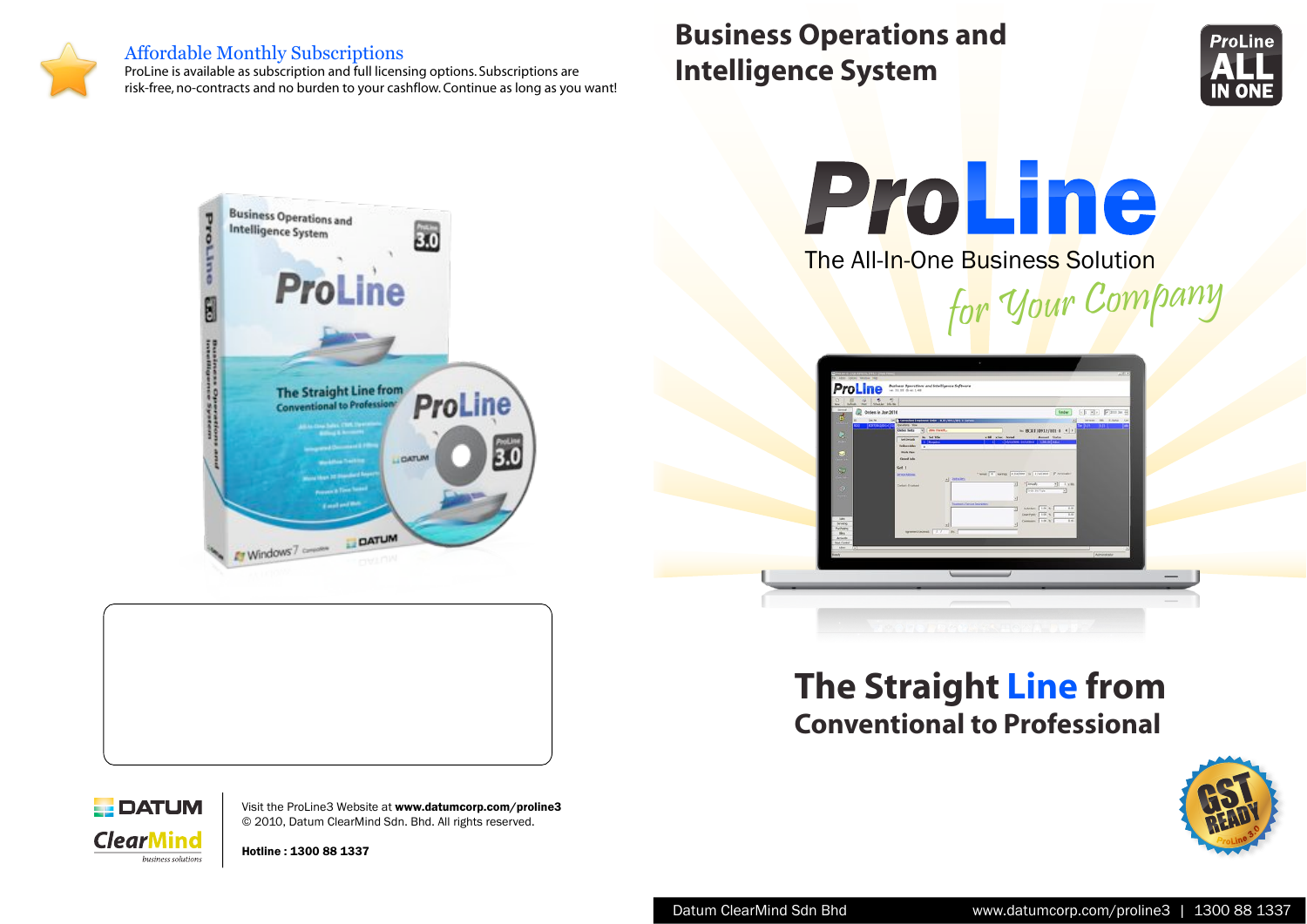## Affordable Monthly Subscriptions

ProLine is available as subscription and full licensing options. Subscriptions are risk-free, no-contracts and no burden to your cashflow. Continue as long as you want!

DATUM ClearMind business solutions

Visit the ProLine3 Website at **www.datumcorp.com/proline3**
© 2010, Datum ClearMind Sdn. Bhd. All rights reserved.

**Hotline : 1300 88 1337**

# Business Operations and Intelligence System

ProLine ALL IN ONE

# ProLine

The All-In-One Business Solution *for Your Company*

## The Straight Line from Conventional to Professional

GST READY ProLine 3.0

Datum ClearMind Sdn Bhd www.datumcorp.com/proline3 | 1300 88 1337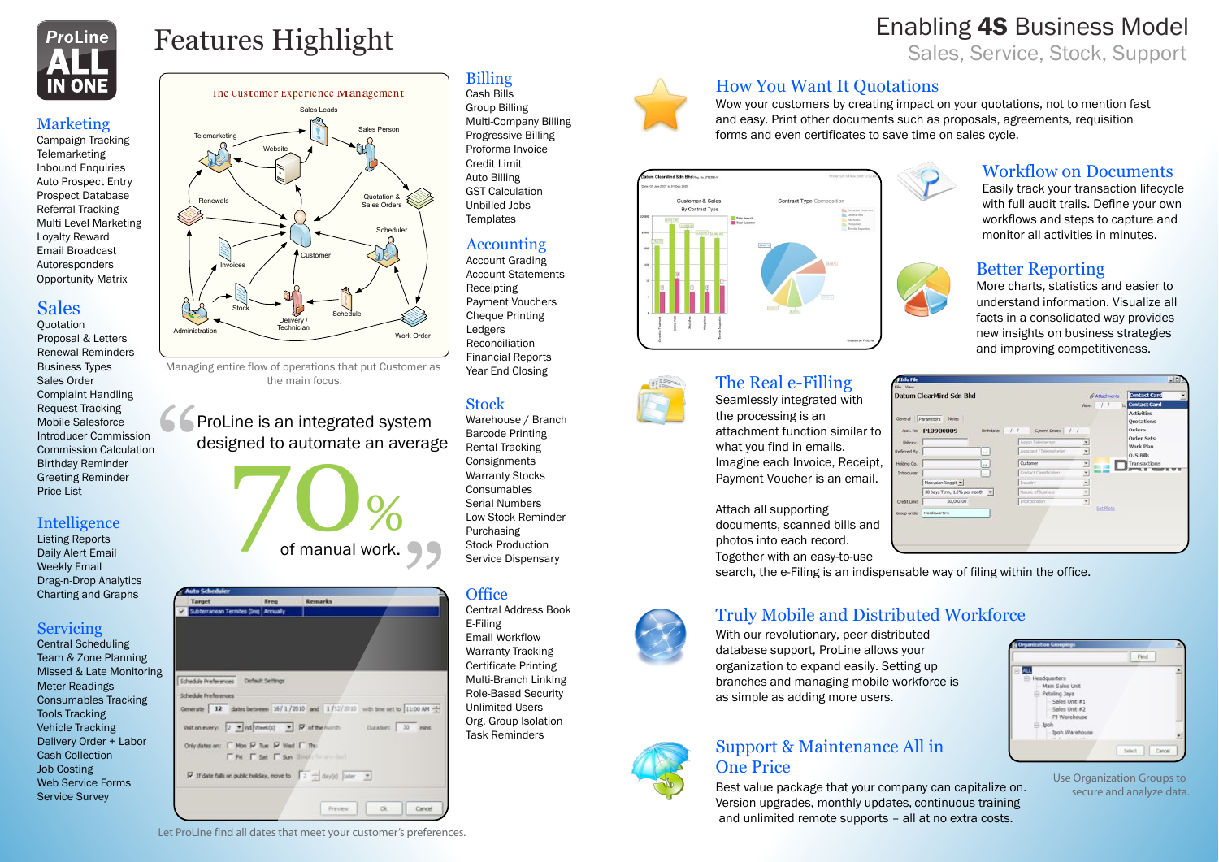ProLine ALL IN ONE

# Features Highlight

## Marketing

Campaign Tracking
Telemarketing
Inbound Enquiries
Auto Prospect Entry
Prospect Database
Referral Tracking
Multi Level Marketing
Loyalty Reward
Email Broadcast
Autoresponders
Opportunity Matrix

## Sales

Quotation
Proposal & Letters
Renewal Reminders
Business Types
Sales Order
Complaint Handling
Request Tracking
Mobile Salesforce
Introducer Commission
Commission Calculation
Birthday Reminder
Greeting Reminder
Price List

## Intelligence

Listing Reports
Daily Alert Email
Weekly Email
Drag-n-Drop Analytics
Charting and Graphs

## Servicing

Central Scheduling
Team & Zone Planning
Missed & Late Monitoring
Meter Readings
Consumables Tracking
Tools Tracking
Vehicle Tracking
Delivery Order + Labor
Cash Collection
Job Costing
Web Service Forms
Service Survey

The Customer Experience Management

Sales Leads
Telemarketing
Sales Person
Website
Renewals
Quotation & Sales Orders
Scheduler
Customer
Invoices
Stock
Delivery / Technician
Schedule
Administration
Work Order

Managing entire flow of operations that put Customer as the main focus.

> ProLine is an integrated system designed to automate an average **70%** of manual work.

Let ProLine find all dates that meet your customer's preferences.

## Billing

Cash Bills
Group Billing
Multi-Company Billing
Progressive Billing
Proforma Invoice
Credit Limit
Auto Billing
GST Calculation
Unbilled Jobs
Templates

## Accounting

Account Grading
Account Statements
Receipting
Payment Vouchers
Cheque Printing
Ledgers
Reconciliation
Financial Reports
Year End Closing

## Stock

Warehouse / Branch
Barcode Printing
Rental Tracking
Consignments
Warranty Stocks
Consumables
Serial Numbers
Low Stock Reminder
Purchasing
Stock Production
Service Dispensary

## Office

Central Address Book
E-Filing
Email Workflow
Warranty Tracking
Certificate Printing
Multi-Branch Linking
Role-Based Security
Unlimited Users
Org. Group Isolation
Task Reminders

# Enabling 4S Business Model

Sales, Service, Stock, Support

## How You Want It Quotations

Wow your customers by creating impact on your quotations, not to mention fast and easy. Print other documents such as proposals, agreements, requisition forms and even certificates to save time on sales cycle.

## Workflow on Documents

Easily track your transaction lifecycle with full audit trails. Define your own workflows and steps to capture and monitor all activities in minutes.

## Better Reporting

More charts, statistics and easier to understand information. Visualize all facts in a consolidated way provides new insights on business strategies and improving competitiveness.

## The Real e-Filling

Seamlessly integrated with the processing is an attachment function similar to what you find in emails. Imagine each Invoice, Receipt, Payment Voucher is an email.

Attach all supporting documents, scanned bills and photos into each record. Together with an easy-to-use search, the e-Filing is an indispensable way of filing within the office.

## Truly Mobile and Distributed Workforce

With our revolutionary, peer distributed database support, ProLine allows your organization to expand easily. Setting up branches and managing mobile workforce is as simple as adding more users.

Use Organization Groups to secure and analyze data.

## Support & Maintenance All in One Price

Best value package that your company can capitalize on. Version upgrades, monthly updates, continuous training and unlimited remote supports – all at no extra costs.